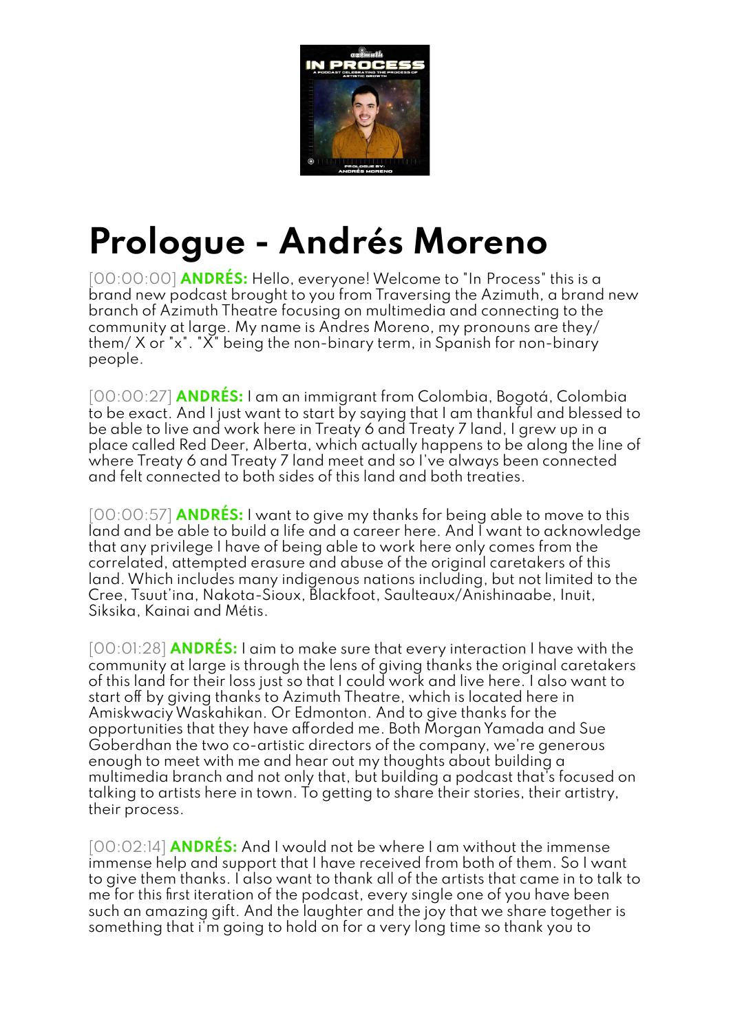# Prologue - Andrés Moreno

[00:00:00] **ANDRÉS:** Hello, everyone! Welcome to "In Process" this is a brand new podcast brought to you from Traversing the Azimuth, a brand new branch of Azimuth Theatre focusing on multimedia and connecting to the community at large. My name is Andres Moreno, my pronouns are they/ them/ X or "x". "X" being the non-binary term, in Spanish for non-binary people.

[00:00:27] **ANDRÉS:** I am an immigrant from Colombia, Bogotá, Colombia to be exact. And I just want to start by saying that I am thankful and blessed to be able to live and work here in Treaty 6 and Treaty 7 land, I grew up in a place called Red Deer, Alberta, which actually happens to be along the line of where Treaty 6 and Treaty 7 land meet and so I've always been connected and felt connected to both sides of this land and both treaties.

[00:00:57] **ANDRÉS:** I want to give my thanks for being able to move to this land and be able to build a life and a career here. And I want to acknowledge that any privilege I have of being able to work here only comes from the correlated, attempted erasure and abuse of the original caretakers of this land. Which includes many indigenous nations including, but not limited to the Cree, Tsuut'ina, Nakota-Sioux, Blackfoot, Saulteaux/Anishinaabe, Inuit, Siksika, Kainai and Métis.

[00:01:28] **ANDRÉS:** I aim to make sure that every interaction I have with the community at large is through the lens of giving thanks the original caretakers of this land for their loss just so that I could work and live here. I also want to start off by giving thanks to Azimuth Theatre, which is located here in Amiskwaciy Waskahikan. Or Edmonton. And to give thanks for the opportunities that they have afforded me. Both Morgan Yamada and Sue Goberdhan the two co-artistic directors of the company, we're generous enough to meet with me and hear out my thoughts about building a multimedia branch and not only that, but building a podcast that's focused on talking to artists here in town. To getting to share their stories, their artistry, their process.

[00:02:14] **ANDRÉS:** And I would not be where I am without the immense immense help and support that I have received from both of them. So I want to give them thanks. I also want to thank all of the artists that came in to talk to me for this first iteration of the podcast, every single one of you have been such an amazing gift. And the laughter and the joy that we share together is something that i'm going to hold on for a very long time so thank you to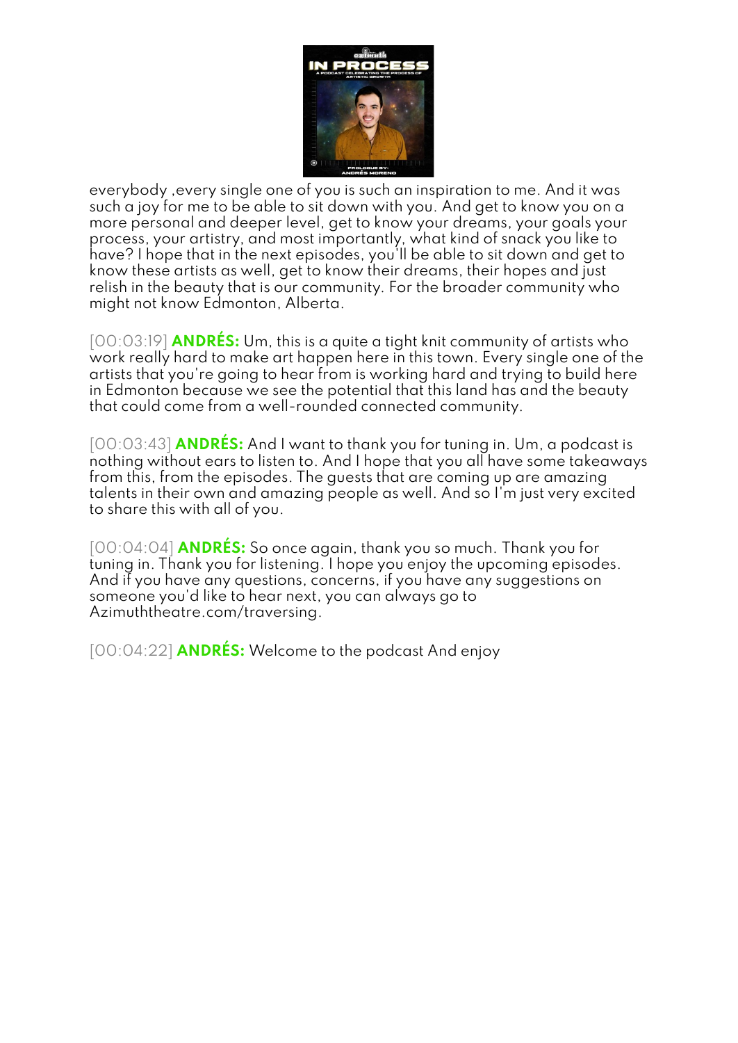everybody ,every single one of you is such an inspiration to me. And it was such a joy for me to be able to sit down with you. And get to know you on a more personal and deeper level, get to know your dreams, your goals your process, your artistry, and most importantly, what kind of snack you like to have? I hope that in the next episodes, you'll be able to sit down and get to know these artists as well, get to know their dreams, their hopes and just relish in the beauty that is our community. For the broader community who might not know Edmonton, Alberta.

[00:03:19] **ANDRÉS:** Um, this is a quite a tight knit community of artists who work really hard to make art happen here in this town. Every single one of the artists that you're going to hear from is working hard and trying to build here in Edmonton because we see the potential that this land has and the beauty that could come from a well-rounded connected community.

[00:03:43] **ANDRÉS:** And I want to thank you for tuning in. Um, a podcast is nothing without ears to listen to. And I hope that you all have some takeaways from this, from the episodes. The guests that are coming up are amazing talents in their own and amazing people as well. And so I'm just very excited to share this with all of you.

[00:04:04] **ANDRÉS:** So once again, thank you so much. Thank you for tuning in. Thank you for listening. I hope you enjoy the upcoming episodes. And if you have any questions, concerns, if you have any suggestions on someone you'd like to hear next, you can always go to Azimuththeatre.com/traversing.

[00:04:22] **ANDRÉS:** Welcome to the podcast And enjoy